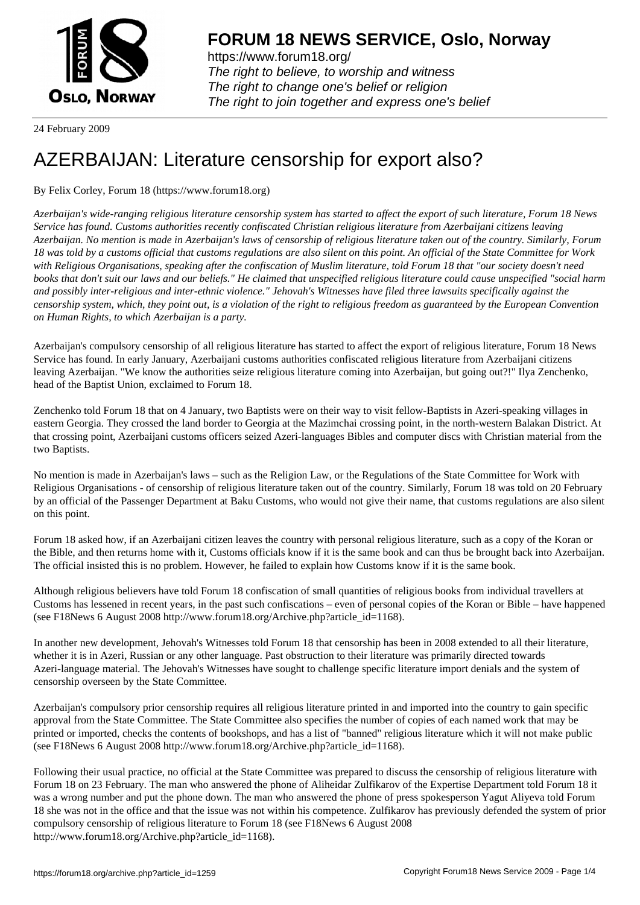# FORUM 18 NEWS SERVICE, Oslo, Norway

https://www.forum18.org/
*The right to believe, to worship and witness*
*The right to change one's belief or religion*
*The right to join together and express one's belief*

24 February 2009

# AZERBAIJAN: Literature censorship for export also?

By Felix Corley, Forum 18 (https://www.forum18.org)

*Azerbaijan's wide-ranging religious literature censorship system has started to affect the export of such literature, Forum 18 News Service has found. Customs authorities recently confiscated Christian religious literature from Azerbaijani citizens leaving Azerbaijan. No mention is made in Azerbaijan's laws of censorship of religious literature taken out of the country. Similarly, Forum 18 was told by a customs official that customs regulations are also silent on this point. An official of the State Committee for Work with Religious Organisations, speaking after the confiscation of Muslim literature, told Forum 18 that "our society doesn't need books that don't suit our laws and our beliefs." He claimed that unspecified religious literature could cause unspecified "social harm and possibly inter-religious and inter-ethnic violence." Jehovah's Witnesses have filed three lawsuits specifically against the censorship system, which, they point out, is a violation of the right to religious freedom as guaranteed by the European Convention on Human Rights, to which Azerbaijan is a party.*

Azerbaijan's compulsory censorship of all religious literature has started to affect the export of religious literature, Forum 18 News Service has found. In early January, Azerbaijani customs authorities confiscated religious literature from Azerbaijani citizens leaving Azerbaijan. "We know the authorities seize religious literature coming into Azerbaijan, but going out?!" Ilya Zenchenko, head of the Baptist Union, exclaimed to Forum 18.

Zenchenko told Forum 18 that on 4 January, two Baptists were on their way to visit fellow-Baptists in Azeri-speaking villages in eastern Georgia. They crossed the land border to Georgia at the Mazimchai crossing point, in the north-western Balakan District. At that crossing point, Azerbaijani customs officers seized Azeri-languages Bibles and computer discs with Christian material from the two Baptists.

No mention is made in Azerbaijan's laws – such as the Religion Law, or the Regulations of the State Committee for Work with Religious Organisations - of censorship of religious literature taken out of the country. Similarly, Forum 18 was told on 20 February by an official of the Passenger Department at Baku Customs, who would not give their name, that customs regulations are also silent on this point.

Forum 18 asked how, if an Azerbaijani citizen leaves the country with personal religious literature, such as a copy of the Koran or the Bible, and then returns home with it, Customs officials know if it is the same book and can thus be brought back into Azerbaijan. The official insisted this is no problem. However, he failed to explain how Customs know if it is the same book.

Although religious believers have told Forum 18 confiscation of small quantities of religious books from individual travellers at Customs has lessened in recent years, in the past such confiscations – even of personal copies of the Koran or Bible – have happened (see F18News 6 August 2008 http://www.forum18.org/Archive.php?article_id=1168).

In another new development, Jehovah's Witnesses told Forum 18 that censorship has been in 2008 extended to all their literature, whether it is in Azeri, Russian or any other language. Past obstruction to their literature was primarily directed towards Azeri-language material. The Jehovah's Witnesses have sought to challenge specific literature import denials and the system of censorship overseen by the State Committee.

Azerbaijan's compulsory prior censorship requires all religious literature printed in and imported into the country to gain specific approval from the State Committee. The State Committee also specifies the number of copies of each named work that may be printed or imported, checks the contents of bookshops, and has a list of "banned" religious literature which it will not make public (see F18News 6 August 2008 http://www.forum18.org/Archive.php?article_id=1168).

Following their usual practice, no official at the State Committee was prepared to discuss the censorship of religious literature with Forum 18 on 23 February. The man who answered the phone of Aliheidar Zulfikarov of the Expertise Department told Forum 18 it was a wrong number and put the phone down. The man who answered the phone of press spokesperson Yagut Aliyeva told Forum 18 she was not in the office and that the issue was not within his competence. Zulfikarov has previously defended the system of prior compulsory censorship of religious literature to Forum 18 (see F18News 6 August 2008 http://www.forum18.org/Archive.php?article_id=1168).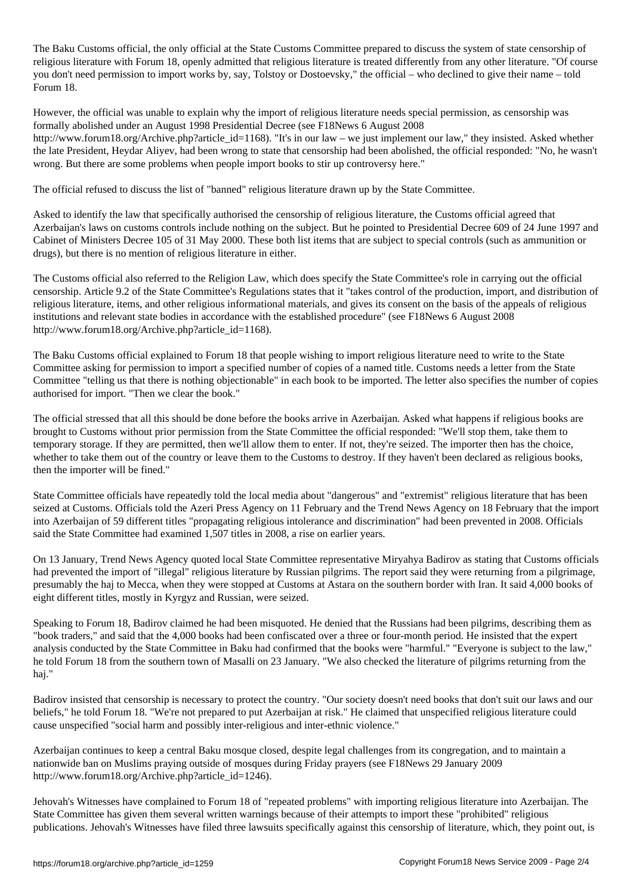The Baku Customs official, the only official at the State Customs Committee prepared to discuss the system of state censorship of religious literature with Forum 18, openly admitted that religious literature is treated differently from any other literature. "Of course you don't need permission to import works by, say, Tolstoy or Dostoevsky," the official – who declined to give their name – told Forum 18.

However, the official was unable to explain why the import of religious literature needs special permission, as censorship was formally abolished under an August 1998 Presidential Decree (see F18News 6 August 2008 http://www.forum18.org/Archive.php?article_id=1168). "It's in our law – we just implement our law," they insisted. Asked whether the late President, Heydar Aliyev, had been wrong to state that censorship had been abolished, the official responded: "No, he wasn't wrong. But there are some problems when people import books to stir up controversy here."

The official refused to discuss the list of "banned" religious literature drawn up by the State Committee.

Asked to identify the law that specifically authorised the censorship of religious literature, the Customs official agreed that Azerbaijan's laws on customs controls include nothing on the subject. But he pointed to Presidential Decree 609 of 24 June 1997 and Cabinet of Ministers Decree 105 of 31 May 2000. These both list items that are subject to special controls (such as ammunition or drugs), but there is no mention of religious literature in either.

The Customs official also referred to the Religion Law, which does specify the State Committee's role in carrying out the official censorship. Article 9.2 of the State Committee's Regulations states that it "takes control of the production, import, and distribution of religious literature, items, and other religious informational materials, and gives its consent on the basis of the appeals of religious institutions and relevant state bodies in accordance with the established procedure" (see F18News 6 August 2008 http://www.forum18.org/Archive.php?article_id=1168).

The Baku Customs official explained to Forum 18 that people wishing to import religious literature need to write to the State Committee asking for permission to import a specified number of copies of a named title. Customs needs a letter from the State Committee "telling us that there is nothing objectionable" in each book to be imported. The letter also specifies the number of copies authorised for import. "Then we clear the book."

The official stressed that all this should be done before the books arrive in Azerbaijan. Asked what happens if religious books are brought to Customs without prior permission from the State Committee the official responded: "We'll stop them, take them to temporary storage. If they are permitted, then we'll allow them to enter. If not, they're seized. The importer then has the choice, whether to take them out of the country or leave them to the Customs to destroy. If they haven't been declared as religious books, then the importer will be fined."

State Committee officials have repeatedly told the local media about "dangerous" and "extremist" religious literature that has been seized at Customs. Officials told the Azeri Press Agency on 11 February and the Trend News Agency on 18 February that the import into Azerbaijan of 59 different titles "propagating religious intolerance and discrimination" had been prevented in 2008. Officials said the State Committee had examined 1,507 titles in 2008, a rise on earlier years.

On 13 January, Trend News Agency quoted local State Committee representative Miryahya Badirov as stating that Customs officials had prevented the import of "illegal" religious literature by Russian pilgrims. The report said they were returning from a pilgrimage, presumably the haj to Mecca, when they were stopped at Customs at Astara on the southern border with Iran. It said 4,000 books of eight different titles, mostly in Kyrgyz and Russian, were seized.

Speaking to Forum 18, Badirov claimed he had been misquoted. He denied that the Russians had been pilgrims, describing them as "book traders," and said that the 4,000 books had been confiscated over a three or four-month period. He insisted that the expert analysis conducted by the State Committee in Baku had confirmed that the books were "harmful." "Everyone is subject to the law," he told Forum 18 from the southern town of Masalli on 23 January. "We also checked the literature of pilgrims returning from the haj."

Badirov insisted that censorship is necessary to protect the country. "Our society doesn't need books that don't suit our laws and our beliefs," he told Forum 18. "We're not prepared to put Azerbaijan at risk." He claimed that unspecified religious literature could cause unspecified "social harm and possibly inter-religious and inter-ethnic violence."

Azerbaijan continues to keep a central Baku mosque closed, despite legal challenges from its congregation, and to maintain a nationwide ban on Muslims praying outside of mosques during Friday prayers (see F18News 29 January 2009 http://www.forum18.org/Archive.php?article_id=1246).

Jehovah's Witnesses have complained to Forum 18 of "repeated problems" with importing religious literature into Azerbaijan. The State Committee has given them several written warnings because of their attempts to import these "prohibited" religious publications. Jehovah's Witnesses have filed three lawsuits specifically against this censorship of literature, which, they point out, is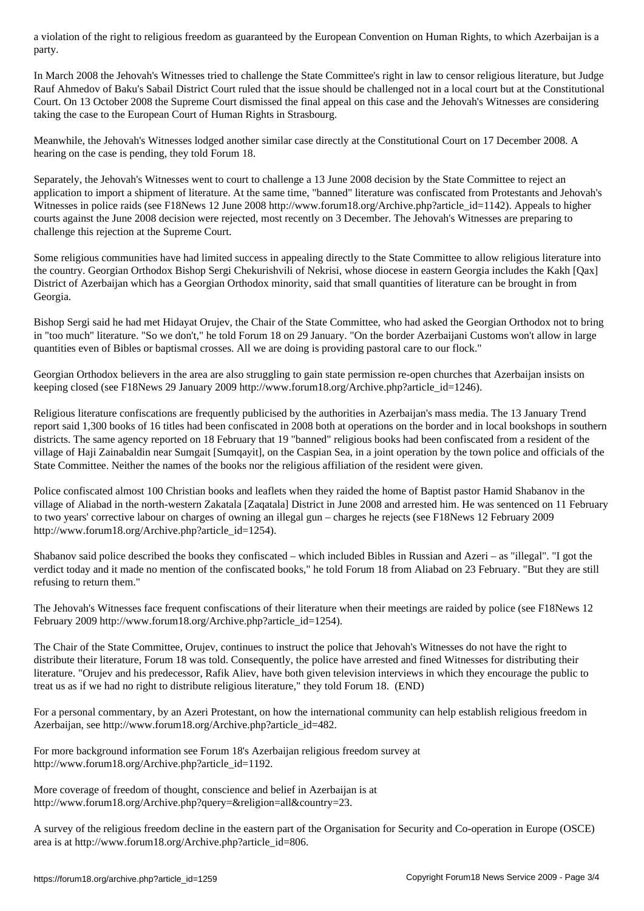a violation of the right to religious freedom as guaranteed by the European Convention on Human Rights, to which Azerbaijan is a party.

In March 2008 the Jehovah's Witnesses tried to challenge the State Committee's right in law to censor religious literature, but Judge Rauf Ahmedov of Baku's Sabail District Court ruled that the issue should be challenged not in a local court but at the Constitutional Court. On 13 October 2008 the Supreme Court dismissed the final appeal on this case and the Jehovah's Witnesses are considering taking the case to the European Court of Human Rights in Strasbourg.

Meanwhile, the Jehovah's Witnesses lodged another similar case directly at the Constitutional Court on 17 December 2008. A hearing on the case is pending, they told Forum 18.

Separately, the Jehovah's Witnesses went to court to challenge a 13 June 2008 decision by the State Committee to reject an application to import a shipment of literature. At the same time, "banned" literature was confiscated from Protestants and Jehovah's Witnesses in police raids (see F18News 12 June 2008 http://www.forum18.org/Archive.php?article_id=1142). Appeals to higher courts against the June 2008 decision were rejected, most recently on 3 December. The Jehovah's Witnesses are preparing to challenge this rejection at the Supreme Court.

Some religious communities have had limited success in appealing directly to the State Committee to allow religious literature into the country. Georgian Orthodox Bishop Sergi Chekurishvili of Nekrisi, whose diocese in eastern Georgia includes the Kakh [Qax] District of Azerbaijan which has a Georgian Orthodox minority, said that small quantities of literature can be brought in from Georgia.

Bishop Sergi said he had met Hidayat Orujev, the Chair of the State Committee, who had asked the Georgian Orthodox not to bring in "too much" literature. "So we don't," he told Forum 18 on 29 January. "On the border Azerbaijani Customs won't allow in large quantities even of Bibles or baptismal crosses. All we are doing is providing pastoral care to our flock."

Georgian Orthodox believers in the area are also struggling to gain state permission re-open churches that Azerbaijan insists on keeping closed (see F18News 29 January 2009 http://www.forum18.org/Archive.php?article_id=1246).

Religious literature confiscations are frequently publicised by the authorities in Azerbaijan's mass media. The 13 January Trend report said 1,300 books of 16 titles had been confiscated in 2008 both at operations on the border and in local bookshops in southern districts. The same agency reported on 18 February that 19 "banned" religious books had been confiscated from a resident of the village of Haji Zainabaldin near Sumgait [Sumqayit], on the Caspian Sea, in a joint operation by the town police and officials of the State Committee. Neither the names of the books nor the religious affiliation of the resident were given.

Police confiscated almost 100 Christian books and leaflets when they raided the home of Baptist pastor Hamid Shabanov in the village of Aliabad in the north-western Zakatala [Zaqatala] District in June 2008 and arrested him. He was sentenced on 11 February to two years' corrective labour on charges of owning an illegal gun – charges he rejects (see F18News 12 February 2009 http://www.forum18.org/Archive.php?article_id=1254).

Shabanov said police described the books they confiscated – which included Bibles in Russian and Azeri – as "illegal". "I got the verdict today and it made no mention of the confiscated books," he told Forum 18 from Aliabad on 23 February. "But they are still refusing to return them."

The Jehovah's Witnesses face frequent confiscations of their literature when their meetings are raided by police (see F18News 12 February 2009 http://www.forum18.org/Archive.php?article_id=1254).

The Chair of the State Committee, Orujev, continues to instruct the police that Jehovah's Witnesses do not have the right to distribute their literature, Forum 18 was told. Consequently, the police have arrested and fined Witnesses for distributing their literature. "Orujev and his predecessor, Rafik Aliev, have both given television interviews in which they encourage the public to treat us as if we had no right to distribute religious literature," they told Forum 18. (END)

For a personal commentary, by an Azeri Protestant, on how the international community can help establish religious freedom in Azerbaijan, see http://www.forum18.org/Archive.php?article_id=482.

For more background information see Forum 18's Azerbaijan religious freedom survey at http://www.forum18.org/Archive.php?article_id=1192.

More coverage of freedom of thought, conscience and belief in Azerbaijan is at http://www.forum18.org/Archive.php?query=&religion=all&country=23.

A survey of the religious freedom decline in the eastern part of the Organisation for Security and Co-operation in Europe (OSCE) area is at http://www.forum18.org/Archive.php?article_id=806.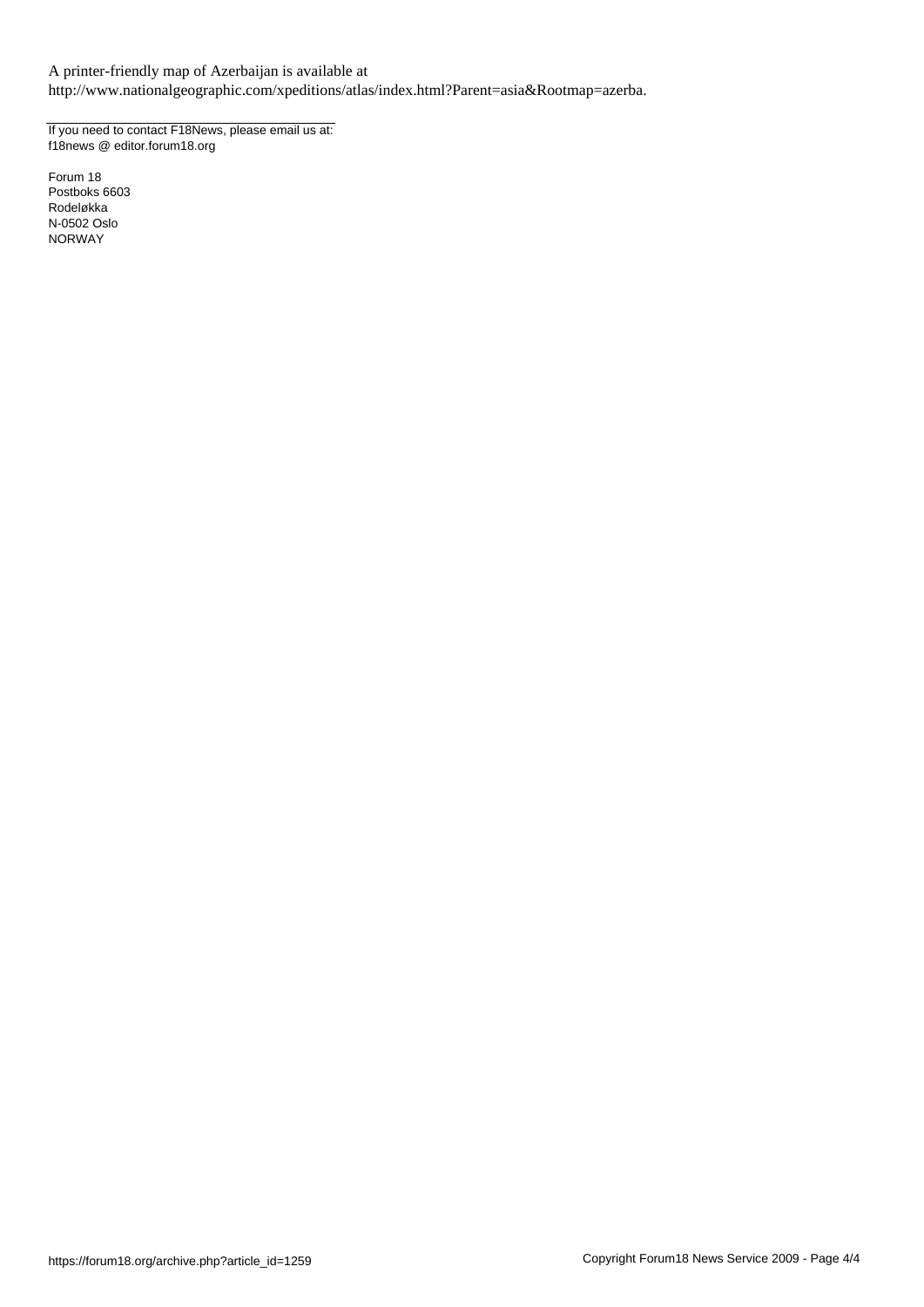A printer-friendly map of Azerbaijan is available at
http://www.nationalgeographic.com/xpeditions/atlas/index.html?Parent=asia&Rootmap=azerba.

If you need to contact F18News, please email us at:
f18news @ editor.forum18.org

Forum 18
Postboks 6603
Rodeløkka
N-0502 Oslo
NORWAY